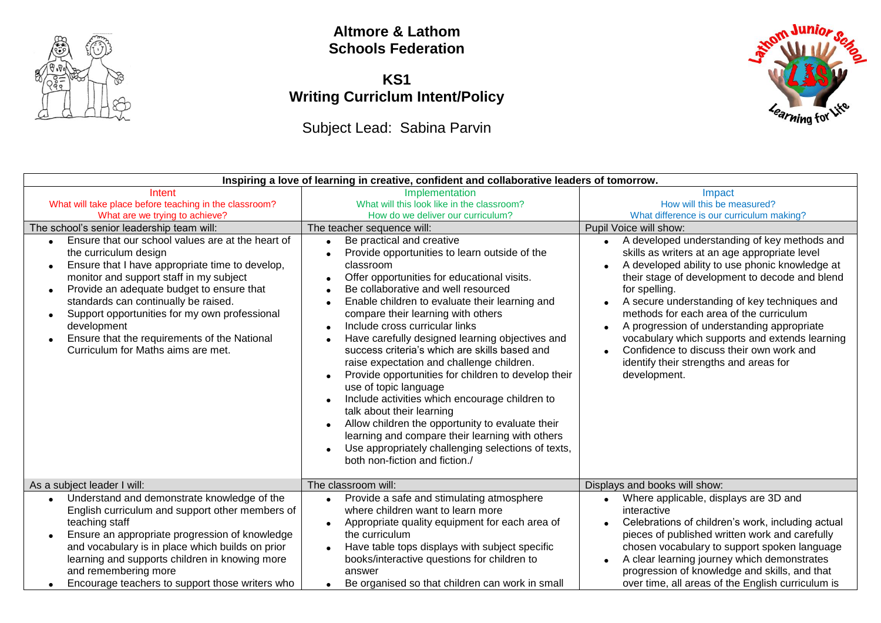# Altmore & Lathom Schools Federation

## KS1 Writing Curriculum Intent/Policy

Subject Lead: Sabina Parvin

| Inspiring a love of learning in creative, confident and collaborative leaders of tomorrow. | | |
|---|---|---|
| Intent<br>What will take place before teaching in the classroom?<br>What are we trying to achieve? | Implementation<br>What will this look like in the classroom?<br>How do we deliver our curriculum? | Impact<br>How will this be measured?<br>What difference is our curriculum making? |
| The school's senior leadership team will: | The teacher sequence will: | Pupil Voice will show: |
| • Ensure that our school values are at the heart of the curriculum design<br>• Ensure that I have appropriate time to develop, monitor and support staff in my subject<br>• Provide an adequate budget to ensure that standards can continually be raised.<br>• Support opportunities for my own professional development<br>• Ensure that the requirements of the National Curriculum for Maths aims are met. | • Be practical and creative<br>• Provide opportunities to learn outside of the classroom<br>• Offer opportunities for educational visits.<br>• Be collaborative and well resourced<br>• Enable children to evaluate their learning and compare their learning with others<br>• Include cross curricular links<br>• Have carefully designed learning objectives and success criteria's which are skills based and raise expectation and challenge children.<br>• Provide opportunities for children to develop their use of topic language<br>• Include activities which encourage children to talk about their learning<br>• Allow children the opportunity to evaluate their learning and compare their learning with others<br>• Use appropriately challenging selections of texts, both non-fiction and fiction./ | • A developed understanding of key methods and skills as writers at an age appropriate level<br>• A developed ability to use phonic knowledge at their stage of development to decode and blend for spelling.<br>• A secure understanding of key techniques and methods for each area of the curriculum<br>• A progression of understanding appropriate vocabulary which supports and extends learning<br>• Confidence to discuss their own work and identify their strengths and areas for development. |
| As a subject leader I will: | The classroom will: | Displays and books will show: |
| • Understand and demonstrate knowledge of the English curriculum and support other members of teaching staff<br>• Ensure an appropriate progression of knowledge and vocabulary is in place which builds on prior learning and supports children in knowing more and remembering more<br>• Encourage teachers to support those writers who | • Provide a safe and stimulating atmosphere where children want to learn more<br>• Appropriate quality equipment for each area of the curriculum<br>• Have table tops displays with subject specific books/interactive questions for children to answer<br>• Be organised so that children can work in small | • Where applicable, displays are 3D and interactive<br>• Celebrations of children's work, including actual pieces of published written work and carefully chosen vocabulary to support spoken language<br>• A clear learning journey which demonstrates progression of knowledge and skills, and that over time, all areas of the English curriculum is |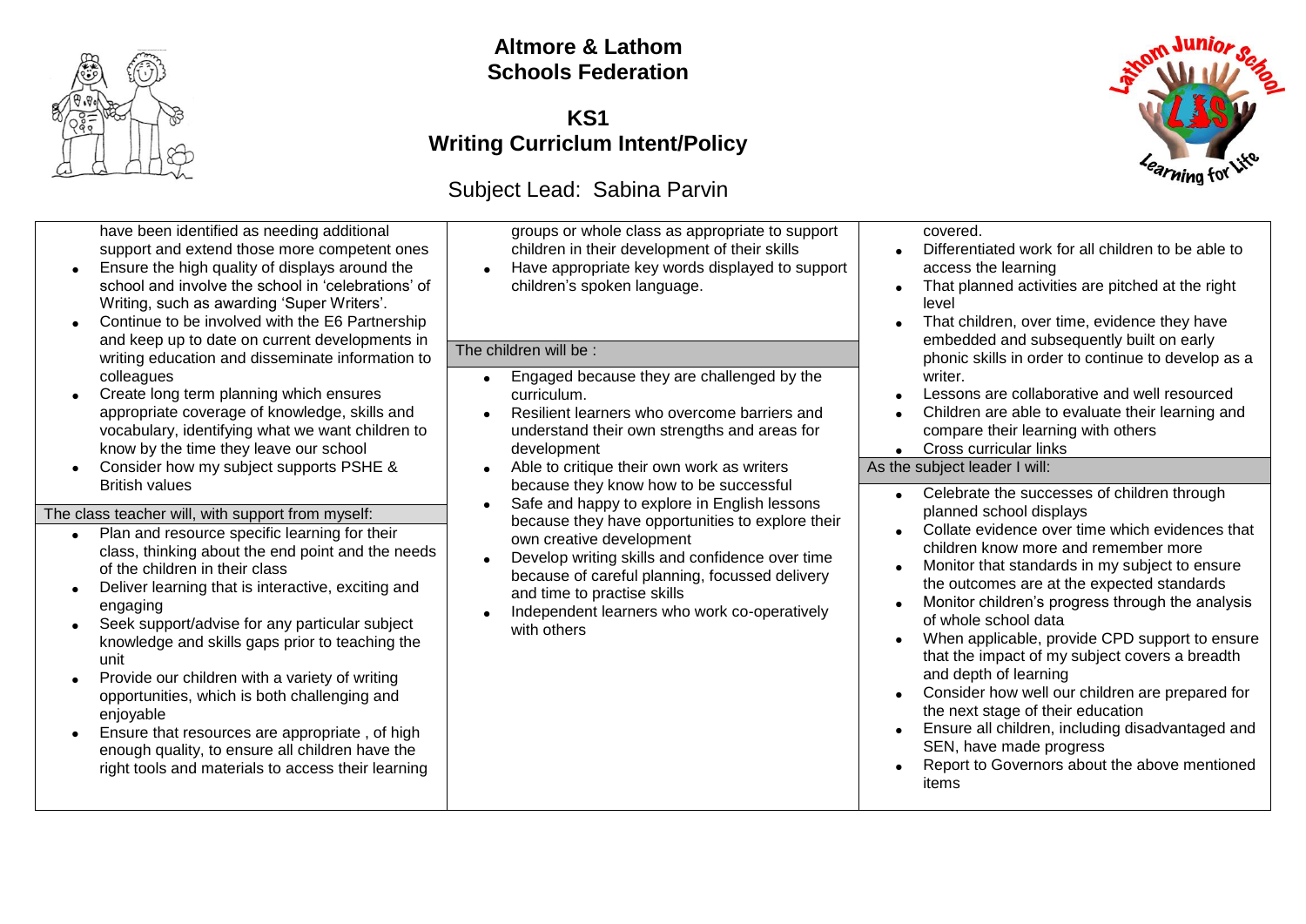# Altmore & Lathom Schools Federation

## KS1 Writing Curriclum Intent/Policy

Subject Lead: Sabina Parvin

have been identified as needing additional support and extend those more competent ones

- Ensure the high quality of displays around the school and involve the school in 'celebrations' of Writing, such as awarding 'Super Writers'.
- Continue to be involved with the E6 Partnership and keep up to date on current developments in writing education and disseminate information to colleagues
- Create long term planning which ensures appropriate coverage of knowledge, skills and vocabulary, identifying what we want children to know by the time they leave our school
- Consider how my subject supports PSHE & British values

**The class teacher will, with support from myself:**

- Plan and resource specific learning for their class, thinking about the end point and the needs of the children in their class
- Deliver learning that is interactive, exciting and engaging
- Seek support/advise for any particular subject knowledge and skills gaps prior to teaching the unit
- Provide our children with a variety of writing opportunities, which is both challenging and enjoyable
- Ensure that resources are appropriate , of high enough quality, to ensure all children have the right tools and materials to access their learning

groups or whole class as appropriate to support children in their development of their skills

- Have appropriate key words displayed to support children's spoken language.

**The children will be :**

- Engaged because they are challenged by the curriculum.
- Resilient learners who overcome barriers and understand their own strengths and areas for development
- Able to critique their own work as writers because they know how to be successful
- Safe and happy to explore in English lessons because they have opportunities to explore their own creative development
- Develop writing skills and confidence over time because of careful planning, focussed delivery and time to practise skills
- Independent learners who work co-operatively with others

covered.

- Differentiated work for all children to be able to access the learning
- That planned activities are pitched at the right level
- That children, over time, evidence they have embedded and subsequently built on early phonic skills in order to continue to develop as a writer.
- Lessons are collaborative and well resourced
- Children are able to evaluate their learning and compare their learning with others
- Cross curricular links

**As the subject leader I will:**

- Celebrate the successes of children through planned school displays
- Collate evidence over time which evidences that children know more and remember more
- Monitor that standards in my subject to ensure the outcomes are at the expected standards
- Monitor children's progress through the analysis of whole school data
- When applicable, provide CPD support to ensure that the impact of my subject covers a breadth and depth of learning
- Consider how well our children are prepared for the next stage of their education
- Ensure all children, including disadvantaged and SEN, have made progress
- Report to Governors about the above mentioned items